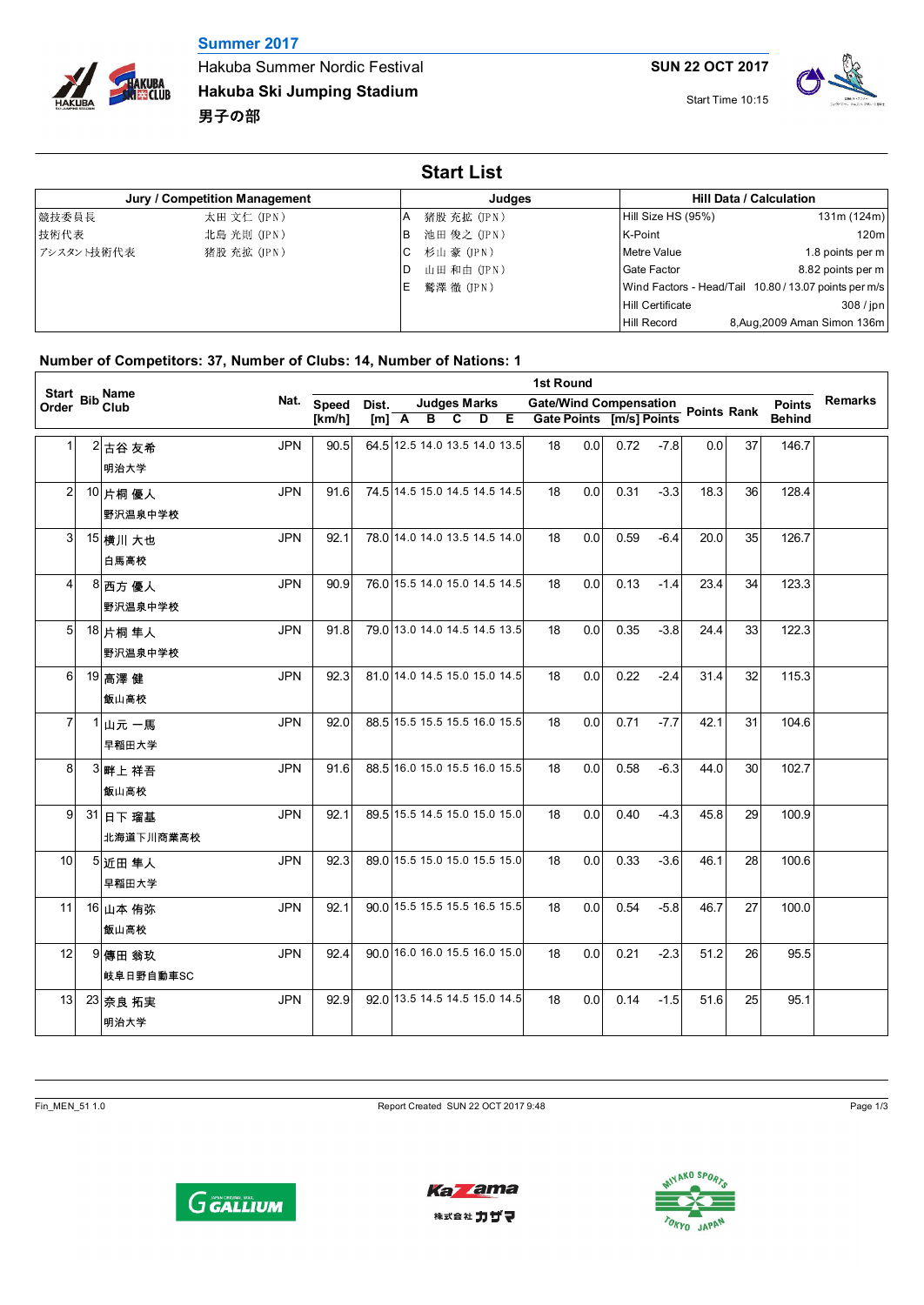**Summer 2017**

Hakuba Summer Nordic Festival

**Hakuba Ski Jumping Stadium**

**男子の部**

**SUN 22 OCT 2017**

Start Time 10:15

# Start List

| Jury / Competition Management | | Judges | | Hill Data / Calculation | |
|---|---|---|---|---|---|
| 競技委員長 | 太田 文仁 (JPN) | A | 猪股 充紘 (JPN) | Hill Size HS (95%) | 131m (124m) |
| 技術代表 | 北島 光則 (JPN) | B | 池田 俊之 (JPN) | K-Point | 120m |
| アシスタント技術代表 | 猪股 充紘 (JPN) | C | 杉山 豪 (JPN) | Metre Value | 1.8 points per m |
| | | D | 山田 和由 (JPN) | Gate Factor | 8.82 points per m |
| | | E | 鷲澤 徹 (JPN) | Wind Factors - Head/Tail | 10.80 / 13.07 points per m/s |
| | | | | Hill Certificate | 308 / jpn |
| | | | | Hill Record | 8,Aug,2009 Aman Simon 136m |

**Number of Competitors: 37, Number of Clubs: 14, Number of Nations: 1**

| Start Order | Bib | Name / Club | Nat. | Speed [km/h] | Dist. [m] | A | B | C | D | E | Gate | Gate Points | Wind [m/s] | Wind Points | Points | Rank | Points Behind | Remarks |
|---|---|---|---|---|---|---|---|---|---|---|---|---|---|---|---|---|---|---|
| 1 | 2 | 古谷 友希 / 明治大学 | JPN | 90.5 | 64.5 | 12.5 | 14.0 | 13.5 | 14.0 | 13.5 | 18 | 0.0 | 0.72 | -7.8 | 0.0 | 37 | 146.7 | |
| 2 | 10 | 片桐 優人 / 野沢温泉中学校 | JPN | 91.6 | 74.5 | 14.5 | 15.0 | 14.5 | 14.5 | 14.5 | 18 | 0.0 | 0.31 | -3.3 | 18.3 | 36 | 128.4 | |
| 3 | 15 | 横川 大也 / 白馬高校 | JPN | 92.1 | 78.0 | 14.0 | 14.0 | 13.5 | 14.5 | 14.0 | 18 | 0.0 | 0.59 | -6.4 | 20.0 | 35 | 126.7 | |
| 4 | 8 | 西方 優人 / 野沢温泉中学校 | JPN | 90.9 | 76.0 | 15.5 | 14.0 | 15.0 | 14.5 | 14.5 | 18 | 0.0 | 0.13 | -1.4 | 23.4 | 34 | 123.3 | |
| 5 | 18 | 片桐 隼人 / 野沢温泉中学校 | JPN | 91.8 | 79.0 | 13.0 | 14.0 | 14.5 | 14.5 | 13.5 | 18 | 0.0 | 0.35 | -3.8 | 24.4 | 33 | 122.3 | |
| 6 | 19 | 高澤 健 / 飯山高校 | JPN | 92.3 | 81.0 | 14.0 | 14.5 | 15.0 | 15.0 | 14.5 | 18 | 0.0 | 0.22 | -2.4 | 31.4 | 32 | 115.3 | |
| 7 | 1 | 山元 一馬 / 早稲田大学 | JPN | 92.0 | 88.5 | 15.5 | 15.5 | 15.5 | 16.0 | 15.5 | 18 | 0.0 | 0.71 | -7.7 | 42.1 | 31 | 104.6 | |
| 8 | 3 | 畔上 祥吾 / 飯山高校 | JPN | 91.6 | 88.5 | 16.0 | 15.0 | 15.5 | 16.0 | 15.5 | 18 | 0.0 | 0.58 | -6.3 | 44.0 | 30 | 102.7 | |
| 9 | 31 | 日下 瑠基 / 北海道下川商業高校 | JPN | 92.1 | 89.5 | 15.5 | 14.5 | 15.0 | 15.0 | 15.0 | 18 | 0.0 | 0.40 | -4.3 | 45.8 | 29 | 100.9 | |
| 10 | 5 | 近田 隼人 / 早稲田大学 | JPN | 92.3 | 89.0 | 15.5 | 15.0 | 15.0 | 15.5 | 15.0 | 18 | 0.0 | 0.33 | -3.6 | 46.1 | 28 | 100.6 | |
| 11 | 16 | 山本 侑弥 / 飯山高校 | JPN | 92.1 | 90.0 | 15.5 | 15.5 | 15.5 | 16.5 | 15.5 | 18 | 0.0 | 0.54 | -5.8 | 46.7 | 27 | 100.0 | |
| 12 | 9 | 傳田 翁玖 / 岐阜日野自動車SC | JPN | 92.4 | 90.0 | 16.0 | 16.0 | 15.5 | 16.0 | 15.0 | 18 | 0.0 | 0.21 | -2.3 | 51.2 | 26 | 95.5 | |
| 13 | 23 | 奈良 拓実 / 明治大学 | JPN | 92.9 | 92.0 | 13.5 | 14.5 | 14.5 | 15.0 | 14.5 | 18 | 0.0 | 0.14 | -1.5 | 51.6 | 25 | 95.1 | |

Fin_MEN_51 1.0 Report Created SUN 22 OCT 2017 9:48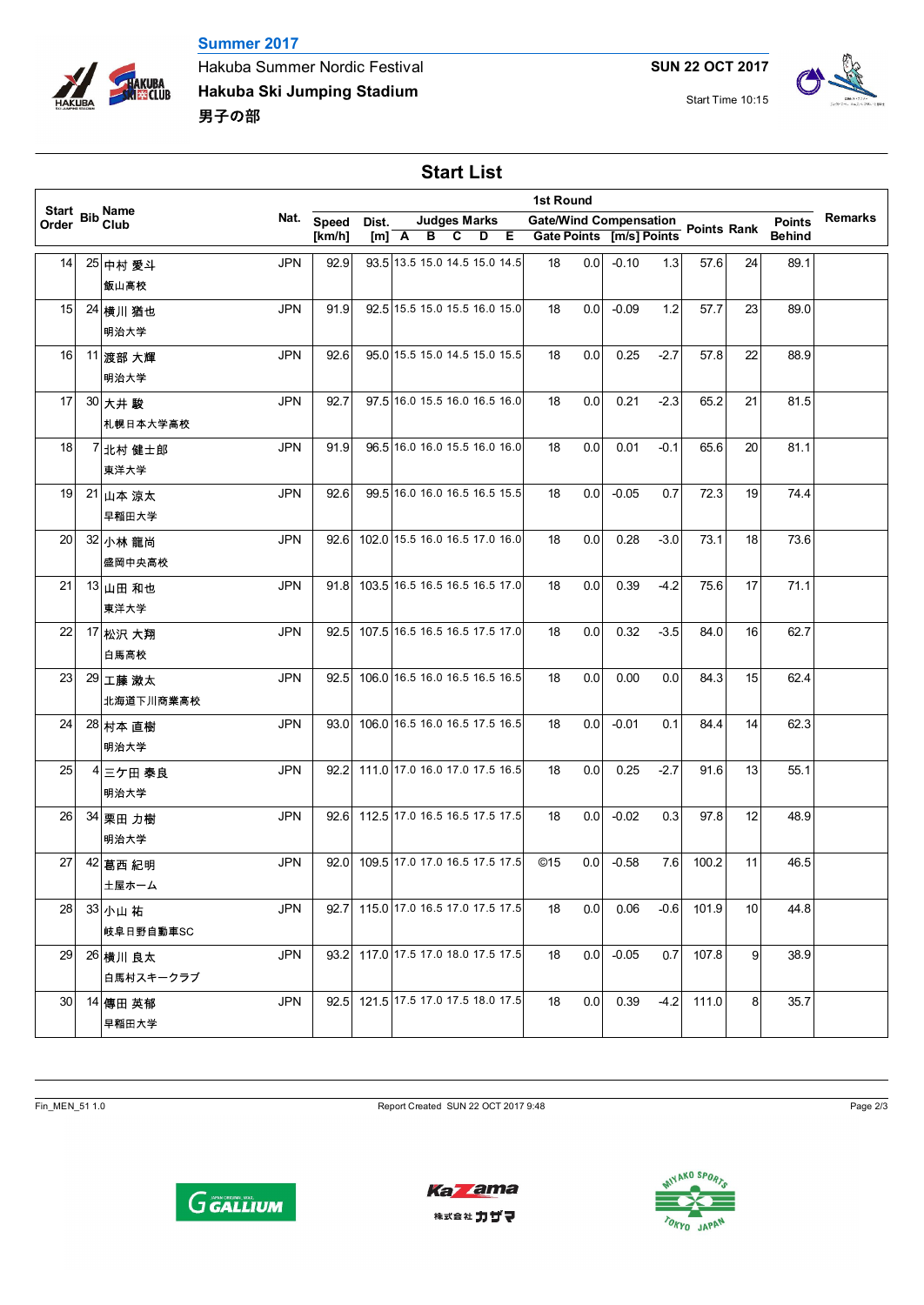Summer 2017

Hakuba Summer Nordic Festival

**Hakuba Ski Jumping Stadium**

**男子の部**

**SUN 22 OCT 2017**

Start Time 10:15

## Start List

| Start Order | Bib | Name / Club | Nat. | Speed [km/h] | Dist. [m] | Judges Marks A | B | C | D | E | Gate | Gate Points | Wind [m/s] | Wind Points | Points | Rank | Points Behind | Remarks |
|---|---|---|---|---|---|---|---|---|---|---|---|---|---|---|---|---|---|---|
| 14 | 25 | 中村 愛斗 / 飯山高校 | JPN | 92.9 | 93.5 | 13.5 | 15.0 | 14.5 | 15.0 | 14.5 | 18 | 0.0 | -0.10 | 1.3 | 57.6 | 24 | 89.1 | |
| 15 | 24 | 横川 猶也 / 明治大学 | JPN | 91.9 | 92.5 | 15.5 | 15.0 | 15.5 | 16.0 | 15.0 | 18 | 0.0 | -0.09 | 1.2 | 57.7 | 23 | 89.0 | |
| 16 | 11 | 渡部 大輝 / 明治大学 | JPN | 92.6 | 95.0 | 15.5 | 15.0 | 14.5 | 15.0 | 15.5 | 18 | 0.0 | 0.25 | -2.7 | 57.8 | 22 | 88.9 | |
| 17 | 30 | 大井 駿 / 札幌日本大学高校 | JPN | 92.7 | 97.5 | 16.0 | 15.5 | 16.0 | 16.5 | 16.0 | 18 | 0.0 | 0.21 | -2.3 | 65.2 | 21 | 81.5 | |
| 18 | 7 | 北村 健士郎 / 東洋大学 | JPN | 91.9 | 96.5 | 16.0 | 16.0 | 15.5 | 16.0 | 16.0 | 18 | 0.0 | 0.01 | -0.1 | 65.6 | 20 | 81.1 | |
| 19 | 21 | 山本 涼太 / 早稲田大学 | JPN | 92.6 | 99.5 | 16.0 | 16.0 | 16.5 | 16.5 | 15.5 | 18 | 0.0 | -0.05 | 0.7 | 72.3 | 19 | 74.4 | |
| 20 | 32 | 小林 龍尚 / 盛岡中央高校 | JPN | 92.6 | 102.0 | 15.5 | 16.0 | 16.5 | 17.0 | 16.0 | 18 | 0.0 | 0.28 | -3.0 | 73.1 | 18 | 73.6 | |
| 21 | 13 | 山田 和也 / 東洋大学 | JPN | 91.8 | 103.5 | 16.5 | 16.5 | 16.5 | 16.5 | 17.0 | 18 | 0.0 | 0.39 | -4.2 | 75.6 | 17 | 71.1 | |
| 22 | 17 | 松沢 大翔 / 白馬高校 | JPN | 92.5 | 107.5 | 16.5 | 16.5 | 16.5 | 17.5 | 17.0 | 18 | 0.0 | 0.32 | -3.5 | 84.0 | 16 | 62.7 | |
| 23 | 29 | 工藤 漱太 / 北海道下川商業高校 | JPN | 92.5 | 106.0 | 16.5 | 16.0 | 16.5 | 16.5 | 16.5 | 18 | 0.0 | 0.00 | 0.0 | 84.3 | 15 | 62.4 | |
| 24 | 28 | 村本 直樹 / 明治大学 | JPN | 93.0 | 106.0 | 16.5 | 16.0 | 16.5 | 17.5 | 16.5 | 18 | 0.0 | -0.01 | 0.1 | 84.4 | 14 | 62.3 | |
| 25 | 4 | 三ケ田 泰良 / 明治大学 | JPN | 92.2 | 111.0 | 17.0 | 16.0 | 17.0 | 17.5 | 16.5 | 18 | 0.0 | 0.25 | -2.7 | 91.6 | 13 | 55.1 | |
| 26 | 34 | 栗田 力樹 / 明治大学 | JPN | 92.6 | 112.5 | 17.0 | 16.5 | 16.5 | 17.5 | 17.5 | 18 | 0.0 | -0.02 | 0.3 | 97.8 | 12 | 48.9 | |
| 27 | 42 | 葛西 紀明 / 土屋ホーム | JPN | 92.0 | 109.5 | 17.0 | 17.0 | 16.5 | 17.5 | 17.5 | ©15 | 0.0 | -0.58 | 7.6 | 100.2 | 11 | 46.5 | |
| 28 | 33 | 小山 祐 / 岐阜日野自動車SC | JPN | 92.7 | 115.0 | 17.0 | 16.5 | 17.0 | 17.5 | 17.5 | 18 | 0.0 | 0.06 | -0.6 | 101.9 | 10 | 44.8 | |
| 29 | 26 | 横川 良太 / 白馬村スキークラブ | JPN | 93.2 | 117.0 | 17.5 | 17.0 | 18.0 | 17.5 | 17.5 | 18 | 0.0 | -0.05 | 0.7 | 107.8 | 9 | 38.9 | |
| 30 | 14 | 傳田 英郁 / 早稲田大学 | JPN | 92.5 | 121.5 | 17.5 | 17.0 | 17.5 | 18.0 | 17.5 | 18 | 0.0 | 0.39 | -4.2 | 111.0 | 8 | 35.7 | |

Fin_MEN_51 1.0 Report Created SUN 22 OCT 2017 9:48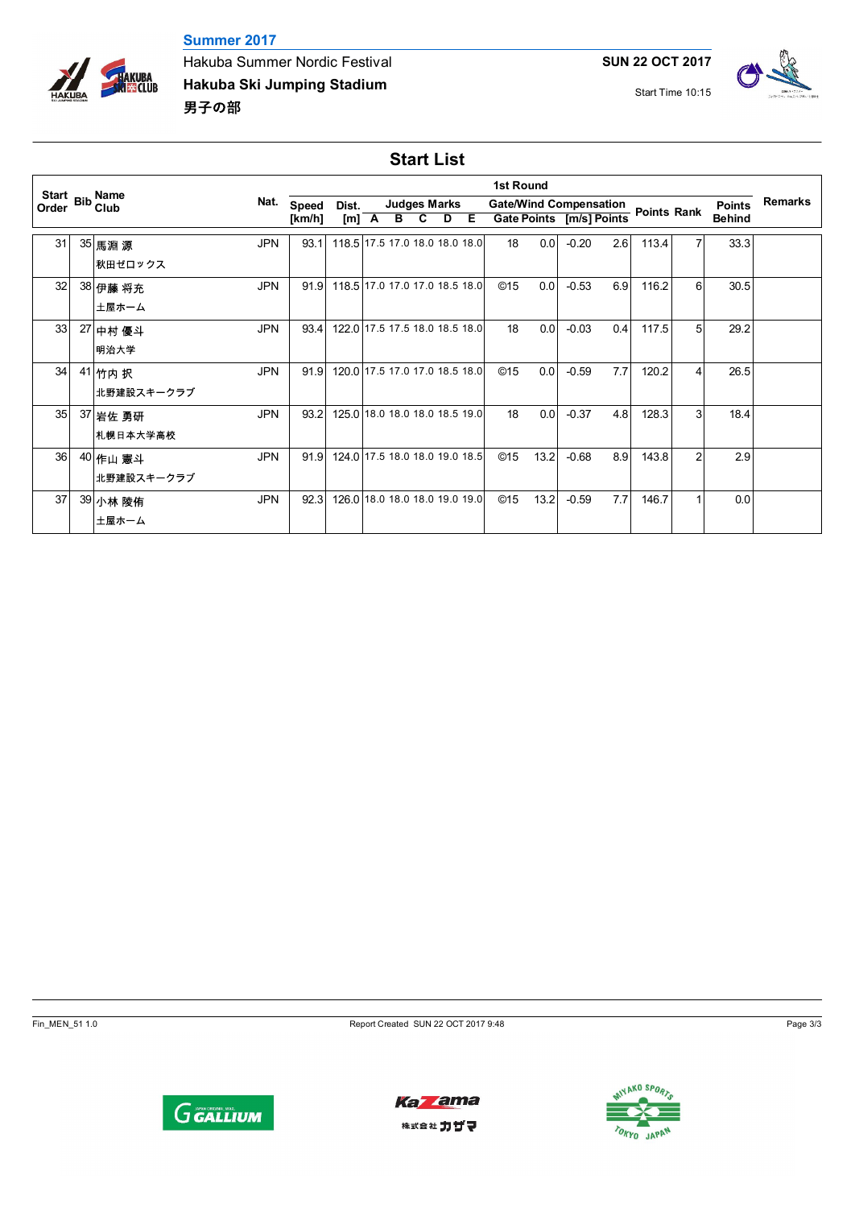**Summer 2017**

Hakuba Summer Nordic Festival

**Hakuba Ski Jumping Stadium**

**男子の部**

**SUN 22 OCT 2017**

Start Time 10:15

## Start List

| Start Order | Bib | Name / Club | Nat. | Speed [km/h] | Dist. [m] | Judges Marks A | B | C | D | E | Gate | Gate Points | Wind [m/s] | Wind Points | Points | Rank | Points Behind | Remarks |
|---|---|---|---|---|---|---|---|---|---|---|---|---|---|---|---|---|---|---|
| 31 | 35 | 馬淵 源<br>秋田ゼロックス | JPN | 93.1 | 118.5 | 17.5 | 17.0 | 18.0 | 18.0 | 18.0 | 18 | 0.0 | -0.20 | 2.6 | 113.4 | 7 | 33.3 | |
| 32 | 38 | 伊藤 将充<br>土屋ホーム | JPN | 91.9 | 118.5 | 17.0 | 17.0 | 17.0 | 18.5 | 18.0 | ©15 | 0.0 | -0.53 | 6.9 | 116.2 | 6 | 30.5 | |
| 33 | 27 | 中村 優斗<br>明治大学 | JPN | 93.4 | 122.0 | 17.5 | 17.5 | 18.0 | 18.5 | 18.0 | 18 | 0.0 | -0.03 | 0.4 | 117.5 | 5 | 29.2 | |
| 34 | 41 | 竹内 択<br>北野建設スキークラブ | JPN | 91.9 | 120.0 | 17.5 | 17.0 | 17.0 | 18.5 | 18.0 | ©15 | 0.0 | -0.59 | 7.7 | 120.2 | 4 | 26.5 | |
| 35 | 37 | 岩佐 勇研<br>札幌日本大学高校 | JPN | 93.2 | 125.0 | 18.0 | 18.0 | 18.0 | 18.5 | 19.0 | 18 | 0.0 | -0.37 | 4.8 | 128.3 | 3 | 18.4 | |
| 36 | 40 | 作山 憲斗<br>北野建設スキークラブ | JPN | 91.9 | 124.0 | 17.5 | 18.0 | 18.0 | 19.0 | 18.5 | ©15 | 13.2 | -0.68 | 8.9 | 143.8 | 2 | 2.9 | |
| 37 | 39 | 小林 陵侑<br>土屋ホーム | JPN | 92.3 | 126.0 | 18.0 | 18.0 | 18.0 | 19.0 | 19.0 | ©15 | 13.2 | -0.59 | 7.7 | 146.7 | 1 | 0.0 | |

Fin_MEN_51 1.0 Report Created SUN 22 OCT 2017 9:48